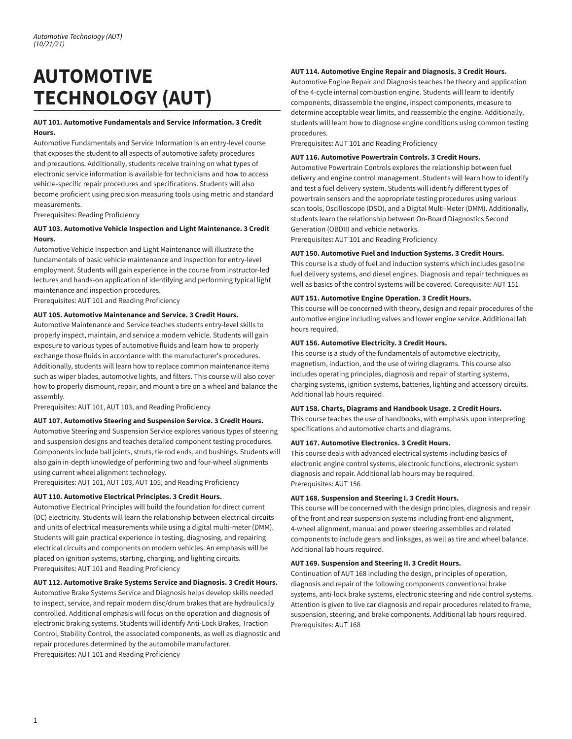# AUTOMOTIVE TECHNOLOGY (AUT)

**AUT 101. Automotive Fundamentals and Service Information. 3 Credit Hours.**

Automotive Fundamentals and Service Information is an entry-level course that exposes the student to all aspects of automotive safety procedures and precautions. Additionally, students receive training on what types of electronic service information is available for technicians and how to access vehicle-specific repair procedures and specifications. Students will also become proficient using precision measuring tools using metric and standard measurements.

Prerequisites: Reading Proficiency

**AUT 103. Automotive Vehicle Inspection and Light Maintenance. 3 Credit Hours.**

Automotive Vehicle Inspection and Light Maintenance will illustrate the fundamentals of basic vehicle maintenance and inspection for entry-level employment. Students will gain experience in the course from instructor-led lectures and hands-on application of identifying and performing typical light maintenance and inspection procedures.

Prerequisites: AUT 101 and Reading Proficiency

**AUT 105. Automotive Maintenance and Service. 3 Credit Hours.**

Automotive Maintenance and Service teaches students entry-level skills to properly inspect, maintain, and service a modern vehicle. Students will gain exposure to various types of automotive fluids and learn how to properly exchange those fluids in accordance with the manufacturer's procedures. Additionally, students will learn how to replace common maintenance items such as wiper blades, automotive lights, and filters. This course will also cover how to properly dismount, repair, and mount a tire on a wheel and balance the assembly.

Prerequisites: AUT 101, AUT 103, and Reading Proficiency

**AUT 107. Automotive Steering and Suspension Service. 3 Credit Hours.**

Automotive Steering and Suspension Service explores various types of steering and suspension designs and teaches detailed component testing procedures. Components include ball joints, struts, tie rod ends, and bushings. Students will also gain in-depth knowledge of performing two and four-wheel alignments using current wheel alignment technology.

Prerequisites: AUT 101, AUT 103, AUT 105, and Reading Proficiency

**AUT 110. Automotive Electrical Principles. 3 Credit Hours.**

Automotive Electrical Principles will build the foundation for direct current (DC) electricity. Students will learn the relationship between electrical circuits and units of electrical measurements while using a digital multi-meter (DMM). Students will gain practical experience in testing, diagnosing, and repairing electrical circuits and components on modern vehicles. An emphasis will be placed on ignition systems, starting, charging, and lighting circuits.

Prerequisites: AUT 101 and Reading Proficiency

**AUT 112. Automotive Brake Systems Service and Diagnosis. 3 Credit Hours.**

Automotive Brake Systems Service and Diagnosis helps develop skills needed to inspect, service, and repair modern disc/drum brakes that are hydraulically controlled. Additional emphasis will focus on the operation and diagnosis of electronic braking systems. Students will identify Anti-Lock Brakes, Traction Control, Stability Control, the associated components, as well as diagnostic and repair procedures determined by the automobile manufacturer.

Prerequisites: AUT 101 and Reading Proficiency

**AUT 114. Automotive Engine Repair and Diagnosis. 3 Credit Hours.**

Automotive Engine Repair and Diagnosis teaches the theory and application of the 4-cycle internal combustion engine. Students will learn to identify components, disassemble the engine, inspect components, measure to determine acceptable wear limits, and reassemble the engine. Additionally, students will learn how to diagnose engine conditions using common testing procedures.

Prerequisites: AUT 101 and Reading Proficiency

**AUT 116. Automotive Powertrain Controls. 3 Credit Hours.**

Automotive Powertrain Controls explores the relationship between fuel delivery and engine control management. Students will learn how to identify and test a fuel delivery system. Students will identify different types of powertrain sensors and the appropriate testing procedures using various scan tools, Oscilloscope (DSO), and a Digital Multi-Meter (DMM). Additionally, students learn the relationship between On-Board Diagnostics Second Generation (OBDII) and vehicle networks.

Prerequisites: AUT 101 and Reading Proficiency

**AUT 150. Automotive Fuel and Induction Systems. 3 Credit Hours.**

This course is a study of fuel and induction systems which includes gasoline fuel delivery systems, and diesel engines. Diagnosis and repair techniques as well as basics of the control systems will be covered. Corequisite: AUT 151

**AUT 151. Automotive Engine Operation. 3 Credit Hours.**

This course will be concerned with theory, design and repair procedures of the automotive engine including valves and lower engine service. Additional lab hours required.

**AUT 156. Automotive Electricity. 3 Credit Hours.**

This course is a study of the fundamentals of automotive electricity, magnetism, induction, and the use of wiring diagrams. This course also includes operating principles, diagnosis and repair of starting systems, charging systems, ignition systems, batteries, lighting and accessory circuits. Additional lab hours required.

**AUT 158. Charts, Diagrams and Handbook Usage. 2 Credit Hours.**

This course teaches the use of handbooks, with emphasis upon interpreting specifications and automotive charts and diagrams.

**AUT 167. Automotive Electronics. 3 Credit Hours.**

This course deals with advanced electrical systems including basics of electronic engine control systems, electronic functions, electronic system diagnosis and repair. Additional lab hours may be required.

Prerequisites: AUT 156

**AUT 168. Suspension and Steering I. 3 Credit Hours.**

This course will be concerned with the design principles, diagnosis and repair of the front and rear suspension systems including front-end alignment, 4-wheel alignment, manual and power steering assemblies and related components to include gears and linkages, as well as tire and wheel balance. Additional lab hours required.

**AUT 169. Suspension and Steering II. 3 Credit Hours.**

Continuation of AUT 168 including the design, principles of operation, diagnosis and repair of the following components conventional brake systems, anti-lock brake systems, electronic steering and ride control systems. Attention is given to live car diagnosis and repair procedures related to frame, suspension, steering, and brake components. Additional lab hours required.

Prerequisites: AUT 168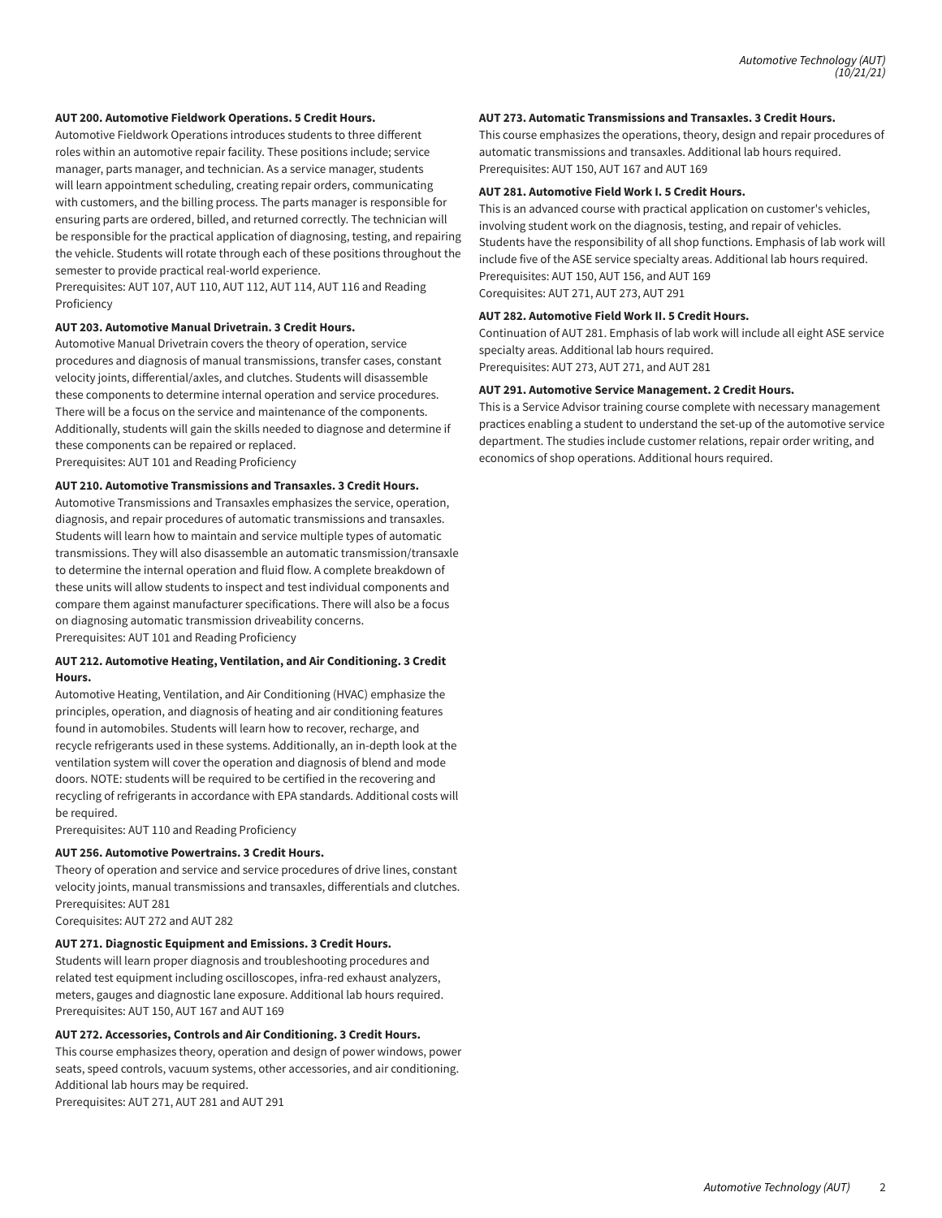#### AUT 200. Automotive Fieldwork Operations. 5 Credit Hours.

Automotive Fieldwork Operations introduces students to three different roles within an automotive repair facility. These positions include; service manager, parts manager, and technician. As a service manager, students will learn appointment scheduling, creating repair orders, communicating with customers, and the billing process. The parts manager is responsible for ensuring parts are ordered, billed, and returned correctly. The technician will be responsible for the practical application of diagnosing, testing, and repairing the vehicle. Students will rotate through each of these positions throughout the semester to provide practical real-world experience.
Prerequisites: AUT 107, AUT 110, AUT 112, AUT 114, AUT 116 and Reading Proficiency

#### AUT 203. Automotive Manual Drivetrain. 3 Credit Hours.

Automotive Manual Drivetrain covers the theory of operation, service procedures and diagnosis of manual transmissions, transfer cases, constant velocity joints, differential/axles, and clutches. Students will disassemble these components to determine internal operation and service procedures. There will be a focus on the service and maintenance of the components. Additionally, students will gain the skills needed to diagnose and determine if these components can be repaired or replaced.
Prerequisites: AUT 101 and Reading Proficiency

#### AUT 210. Automotive Transmissions and Transaxles. 3 Credit Hours.

Automotive Transmissions and Transaxles emphasizes the service, operation, diagnosis, and repair procedures of automatic transmissions and transaxles. Students will learn how to maintain and service multiple types of automatic transmissions. They will also disassemble an automatic transmission/transaxle to determine the internal operation and fluid flow. A complete breakdown of these units will allow students to inspect and test individual components and compare them against manufacturer specifications. There will also be a focus on diagnosing automatic transmission driveability concerns.
Prerequisites: AUT 101 and Reading Proficiency

#### AUT 212. Automotive Heating, Ventilation, and Air Conditioning. 3 Credit Hours.

Automotive Heating, Ventilation, and Air Conditioning (HVAC) emphasize the principles, operation, and diagnosis of heating and air conditioning features found in automobiles. Students will learn how to recover, recharge, and recycle refrigerants used in these systems. Additionally, an in-depth look at the ventilation system will cover the operation and diagnosis of blend and mode doors. NOTE: students will be required to be certified in the recovering and recycling of refrigerants in accordance with EPA standards. Additional costs will be required.
Prerequisites: AUT 110 and Reading Proficiency

#### AUT 256. Automotive Powertrains. 3 Credit Hours.

Theory of operation and service and service procedures of drive lines, constant velocity joints, manual transmissions and transaxles, differentials and clutches.
Prerequisites: AUT 281
Corequisites: AUT 272 and AUT 282

#### AUT 271. Diagnostic Equipment and Emissions. 3 Credit Hours.

Students will learn proper diagnosis and troubleshooting procedures and related test equipment including oscilloscopes, infra-red exhaust analyzers, meters, gauges and diagnostic lane exposure. Additional lab hours required.
Prerequisites: AUT 150, AUT 167 and AUT 169

#### AUT 272. Accessories, Controls and Air Conditioning. 3 Credit Hours.

This course emphasizes theory, operation and design of power windows, power seats, speed controls, vacuum systems, other accessories, and air conditioning. Additional lab hours may be required.
Prerequisites: AUT 271, AUT 281 and AUT 291

#### AUT 273. Automatic Transmissions and Transaxles. 3 Credit Hours.

This course emphasizes the operations, theory, design and repair procedures of automatic transmissions and transaxles. Additional lab hours required.
Prerequisites: AUT 150, AUT 167 and AUT 169

#### AUT 281. Automotive Field Work I. 5 Credit Hours.

This is an advanced course with practical application on customer's vehicles, involving student work on the diagnosis, testing, and repair of vehicles. Students have the responsibility of all shop functions. Emphasis of lab work will include five of the ASE service specialty areas. Additional lab hours required.
Prerequisites: AUT 150, AUT 156, and AUT 169
Corequisites: AUT 271, AUT 273, AUT 291

#### AUT 282. Automotive Field Work II. 5 Credit Hours.

Continuation of AUT 281. Emphasis of lab work will include all eight ASE service specialty areas. Additional lab hours required.
Prerequisites: AUT 273, AUT 271, and AUT 281

#### AUT 291. Automotive Service Management. 2 Credit Hours.

This is a Service Advisor training course complete with necessary management practices enabling a student to understand the set-up of the automotive service department. The studies include customer relations, repair order writing, and economics of shop operations. Additional hours required.